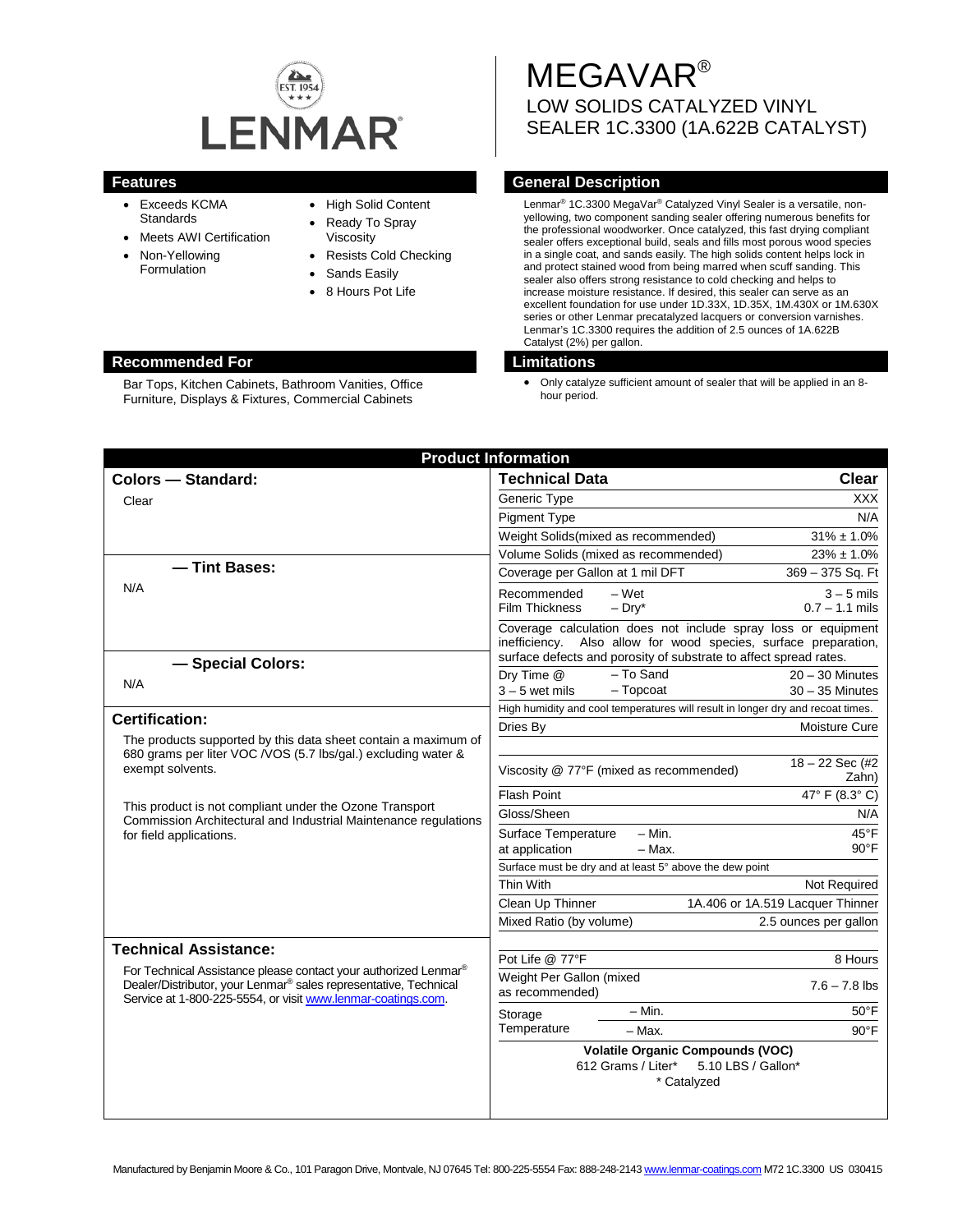LENMAR

EST. 1954

# MEGAVAR®

## LOW SOLIDS CATALYZED VINYL SEALER 1C.3300 (1A.622B CATALYST)

## Features

- Exceeds KCMA Standards
- Meets AWI Certification
- Non-Yellowing Formulation
- High Solid Content
- Ready To Spray Viscosity
- Resists Cold Checking
- Sands Easily
- 8 Hours Pot Life

## General Description

Lenmar® 1C.3300 MegaVar® Catalyzed Vinyl Sealer is a versatile, non-yellowing, two component sanding sealer offering numerous benefits for the professional woodworker. Once catalyzed, this fast drying compliant sealer offers exceptional build, seals and fills most porous wood species in a single coat, and sands easily. The high solids content helps lock in and protect stained wood from being marred when scuff sanding. This sealer also offers strong resistance to cold checking and helps to increase moisture resistance. If desired, this sealer can serve as an excellent foundation for use under 1D.33X, 1D.35X, 1M.430X or 1M.630X series or other Lenmar precatalyzed lacquers or conversion varnishes. Lenmar's 1C.3300 requires the addition of 2.5 ounces of 1A.622B Catalyst (2%) per gallon.

## Recommended For

Bar Tops, Kitchen Cabinets, Bathroom Vanities, Office Furniture, Displays & Fixtures, Commercial Cabinets

## Limitations

- Only catalyze sufficient amount of sealer that will be applied in an 8-hour period.

## Product Information

### Colors — Standard:

Clear

### — Tint Bases:

N/A

### — Special Colors:

N/A

### Certification:

The products supported by this data sheet contain a maximum of 680 grams per liter VOC /VOS (5.7 lbs/gal.) excluding water & exempt solvents.

This product is not compliant under the Ozone Transport Commission Architectural and Industrial Maintenance regulations for field applications.

### Technical Assistance:

For Technical Assistance please contact your authorized Lenmar® Dealer/Distributor, your Lenmar® sales representative, Technical Service at 1-800-225-5554, or visit www.lenmar-coatings.com.

| Technical Data | | Clear |
|---|---|---|
| Generic Type | | XXX |
| Pigment Type | | N/A |
| Weight Solids(mixed as recommended) | | 31% ± 1.0% |
| Volume Solids (mixed as recommended) | | 23% ± 1.0% |
| Coverage per Gallon at 1 mil DFT | | 369 – 375 Sq. Ft |
| Recommended Film Thickness | – Wet | 3 – 5 mils |
| | – Dry* | 0.7 – 1.1 mils |
| Coverage calculation does not include spray loss or equipment inefficiency. Also allow for wood species, surface preparation, surface defects and porosity of substrate to affect spread rates. | | |
| Dry Time @ 3 – 5 wet mils | – To Sand | 20 – 30 Minutes |
| | – Topcoat | 30 – 35 Minutes |
| High humidity and cool temperatures will result in longer dry and recoat times. | | |
| Dries By | | Moisture Cure |
| Viscosity @ 77°F (mixed as recommended) | | 18 – 22 Sec (#2 Zahn) |
| Flash Point | | 47° F (8.3° C) |
| Gloss/Sheen | | N/A |
| Surface Temperature at application | – Min. | 45°F |
| | – Max. | 90°F |
| Surface must be dry and at least 5° above the dew point | | |
| Thin With | | Not Required |
| Clean Up Thinner | | 1A.406 or 1A.519 Lacquer Thinner |
| Mixed Ratio (by volume) | | 2.5 ounces per gallon |
| Pot Life @ 77°F | | 8 Hours |
| Weight Per Gallon (mixed as recommended) | | 7.6 – 7.8 lbs |
| Storage Temperature | – Min. | 50°F |
| | – Max. | 90°F |

**Volatile Organic Compounds (VOC)**

612 Grams / Liter* 5.10 LBS / Gallon*

\* Catalyzed

Manufactured by Benjamin Moore & Co., 101 Paragon Drive, Montvale, NJ 07645 Tel: 800-225-5554 Fax: 888-248-2143 www.lenmar-coatings.com M72 1C.3300 US 030415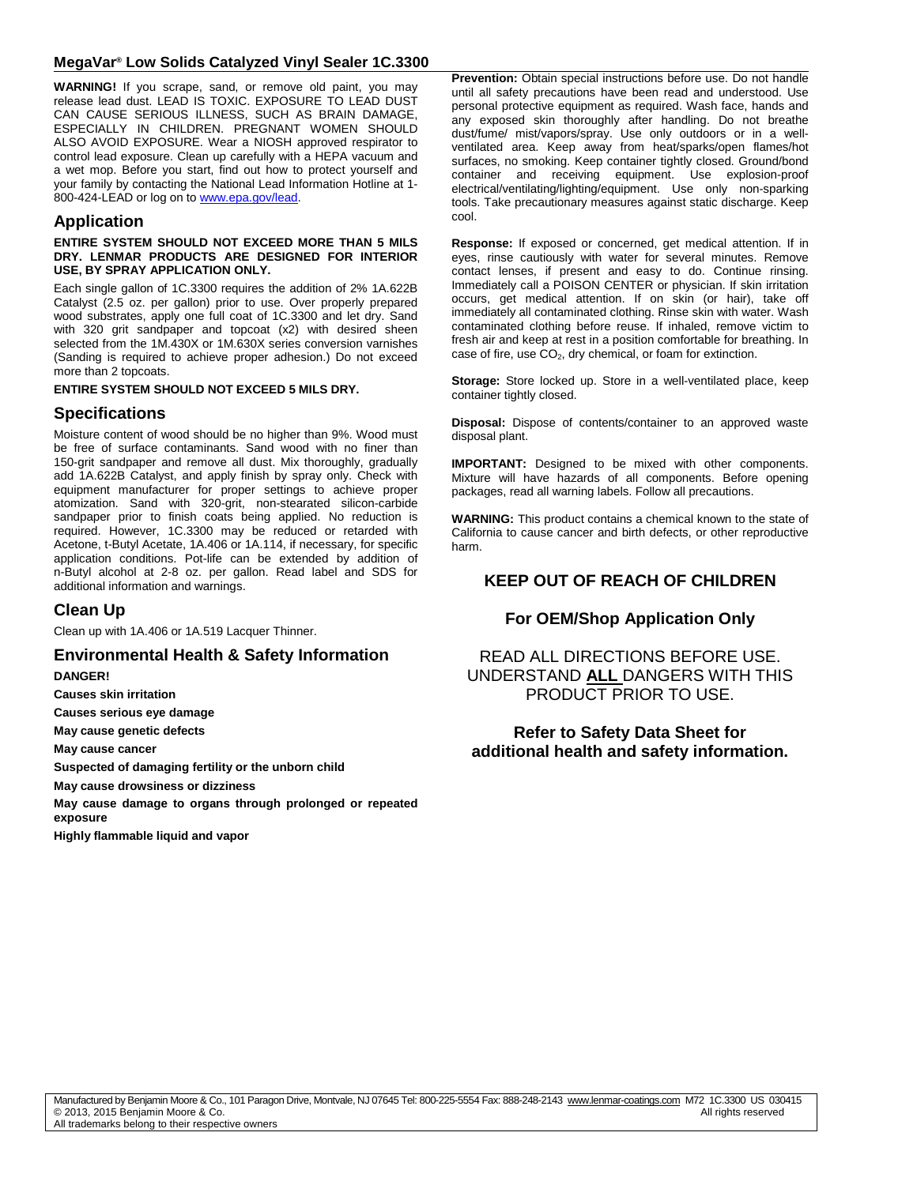## MegaVar® Low Solids Catalyzed Vinyl Sealer 1C.3300

**WARNING!** If you scrape, sand, or remove old paint, you may release lead dust. LEAD IS TOXIC. EXPOSURE TO LEAD DUST CAN CAUSE SERIOUS ILLNESS, SUCH AS BRAIN DAMAGE, ESPECIALLY IN CHILDREN. PREGNANT WOMEN SHOULD ALSO AVOID EXPOSURE. Wear a NIOSH approved respirator to control lead exposure. Clean up carefully with a HEPA vacuum and a wet mop. Before you start, find out how to protect yourself and your family by contacting the National Lead Information Hotline at 1-800-424-LEAD or log on to www.epa.gov/lead.

## Application

**ENTIRE SYSTEM SHOULD NOT EXCEED MORE THAN 5 MILS DRY. LENMAR PRODUCTS ARE DESIGNED FOR INTERIOR USE, BY SPRAY APPLICATION ONLY.**

Each single gallon of 1C.3300 requires the addition of 2% 1A.622B Catalyst (2.5 oz. per gallon) prior to use. Over properly prepared wood substrates, apply one full coat of 1C.3300 and let dry. Sand with 320 grit sandpaper and topcoat (x2) with desired sheen selected from the 1M.430X or 1M.630X series conversion varnishes (Sanding is required to achieve proper adhesion.) Do not exceed more than 2 topcoats.

**ENTIRE SYSTEM SHOULD NOT EXCEED 5 MILS DRY.**

## Specifications

Moisture content of wood should be no higher than 9%. Wood must be free of surface contaminants. Sand wood with no finer than 150-grit sandpaper and remove all dust. Mix thoroughly, gradually add 1A.622B Catalyst, and apply finish by spray only. Check with equipment manufacturer for proper settings to achieve proper atomization. Sand with 320-grit, non-stearated silicon-carbide sandpaper prior to finish coats being applied. No reduction is required. However, 1C.3300 may be reduced or retarded with Acetone, t-Butyl Acetate, 1A.406 or 1A.114, if necessary, for specific application conditions. Pot-life can be extended by addition of n-Butyl alcohol at 2-8 oz. per gallon. Read label and SDS for additional information and warnings.

## Clean Up

Clean up with 1A.406 or 1A.519 Lacquer Thinner.

## Environmental Health & Safety Information

**DANGER!**

**Causes skin irritation**

**Causes serious eye damage**

**May cause genetic defects**

**May cause cancer**

**Suspected of damaging fertility or the unborn child**

**May cause drowsiness or dizziness**

**May cause damage to organs through prolonged or repeated exposure**

**Highly flammable liquid and vapor**

**Prevention:** Obtain special instructions before use. Do not handle until all safety precautions have been read and understood. Use personal protective equipment as required. Wash face, hands and any exposed skin thoroughly after handling. Do not breathe dust/fume/ mist/vapors/spray. Use only outdoors or in a well-ventilated area. Keep away from heat/sparks/open flames/hot surfaces, no smoking. Keep container tightly closed. Ground/bond container and receiving equipment. Use explosion-proof electrical/ventilating/lighting/equipment. Use only non-sparking tools. Take precautionary measures against static discharge. Keep cool.

**Response:** If exposed or concerned, get medical attention. If in eyes, rinse cautiously with water for several minutes. Remove contact lenses, if present and easy to do. Continue rinsing. Immediately call a POISON CENTER or physician. If skin irritation occurs, get medical attention. If on skin (or hair), take off immediately all contaminated clothing. Rinse skin with water. Wash contaminated clothing before reuse. If inhaled, remove victim to fresh air and keep at rest in a position comfortable for breathing. In case of fire, use $CO_2$, dry chemical, or foam for extinction.

**Storage:** Store locked up. Store in a well-ventilated place, keep container tightly closed.

**Disposal:** Dispose of contents/container to an approved waste disposal plant.

**IMPORTANT:** Designed to be mixed with other components. Mixture will have hazards of all components. Before opening packages, read all warning labels. Follow all precautions.

**WARNING:** This product contains a chemical known to the state of California to cause cancer and birth defects, or other reproductive harm.

**KEEP OUT OF REACH OF CHILDREN**

**For OEM/Shop Application Only**

READ ALL DIRECTIONS BEFORE USE. UNDERSTAND **ALL** DANGERS WITH THIS PRODUCT PRIOR TO USE.

**Refer to Safety Data Sheet for additional health and safety information.**

Manufactured by Benjamin Moore & Co., 101 Paragon Drive, Montvale, NJ 07645 Tel: 800-225-5554 Fax: 888-248-2143 www.lenmar-coatings.com M72 1C.3300 US 030415
© 2013, 2015 Benjamin Moore & Co. All rights reserved
All trademarks belong to their respective owners